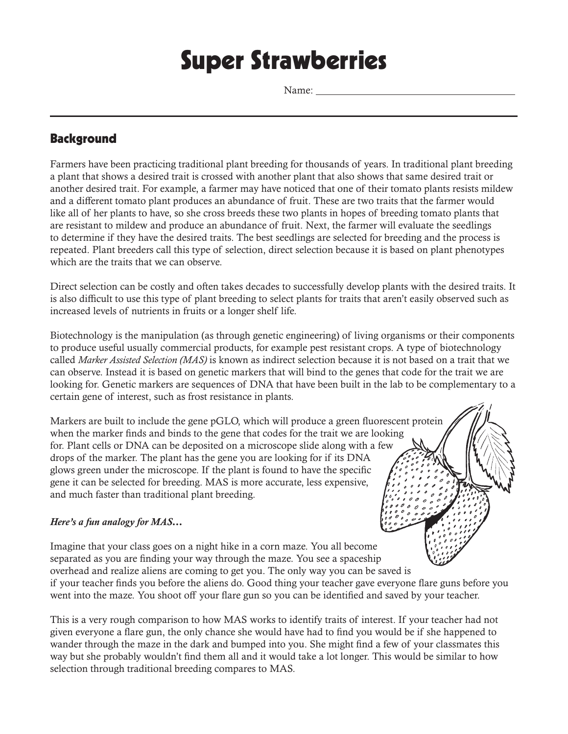# Super Strawberries

Name: ______________________________

## Background

Farmers have been practicing traditional plant breeding for thousands of years. In traditional plant breeding a plant that shows a desired trait is crossed with another plant that also shows that same desired trait or another desired trait. For example, a farmer may have noticed that one of their tomato plants resists mildew and a different tomato plant produces an abundance of fruit. These are two traits that the farmer would like all of her plants to have, so she cross breeds these two plants in hopes of breeding tomato plants that are resistant to mildew and produce an abundance of fruit. Next, the farmer will evaluate the seedlings to determine if they have the desired traits. The best seedlings are selected for breeding and the process is repeated. Plant breeders call this type of selection, direct selection because it is based on plant phenotypes which are the traits that we can observe.

Direct selection can be costly and often takes decades to successfully develop plants with the desired traits. It is also difficult to use this type of plant breeding to select plants for traits that aren't easily observed such as increased levels of nutrients in fruits or a longer shelf life.

Biotechnology is the manipulation (as through genetic engineering) of living organisms or their components to produce useful usually commercial products, for example pest resistant crops. A type of biotechnology called *Marker Assisted Selection (MAS)* is known as indirect selection because it is not based on a trait that we can observe. Instead it is based on genetic markers that will bind to the genes that code for the trait we are looking for. Genetic markers are sequences of DNA that have been built in the lab to be complementary to a certain gene of interest, such as frost resistance in plants.

Markers are built to include the gene pGLO, which will produce a green fluorescent protein when the marker finds and binds to the gene that codes for the trait we are looking for. Plant cells or DNA can be deposited on a microscope slide along with a few drops of the marker. The plant has the gene you are looking for if its DNA glows green under the microscope. If the plant is found to have the specific gene it can be selected for breeding. MAS is more accurate, less expensive, and much faster than traditional plant breeding.

***Here's a fun analogy for MAS…***

Imagine that your class goes on a night hike in a corn maze. You all become separated as you are finding your way through the maze. You see a spaceship overhead and realize aliens are coming to get you. The only way you can be saved is if your teacher finds you before the aliens do. Good thing your teacher gave everyone flare guns before you went into the maze. You shoot off your flare gun so you can be identified and saved by your teacher.

This is a very rough comparison to how MAS works to identify traits of interest. If your teacher had not given everyone a flare gun, the only chance she would have had to find you would be if she happened to wander through the maze in the dark and bumped into you. She might find a few of your classmates this way but she probably wouldn't find them all and it would take a lot longer. This would be similar to how selection through traditional breeding compares to MAS.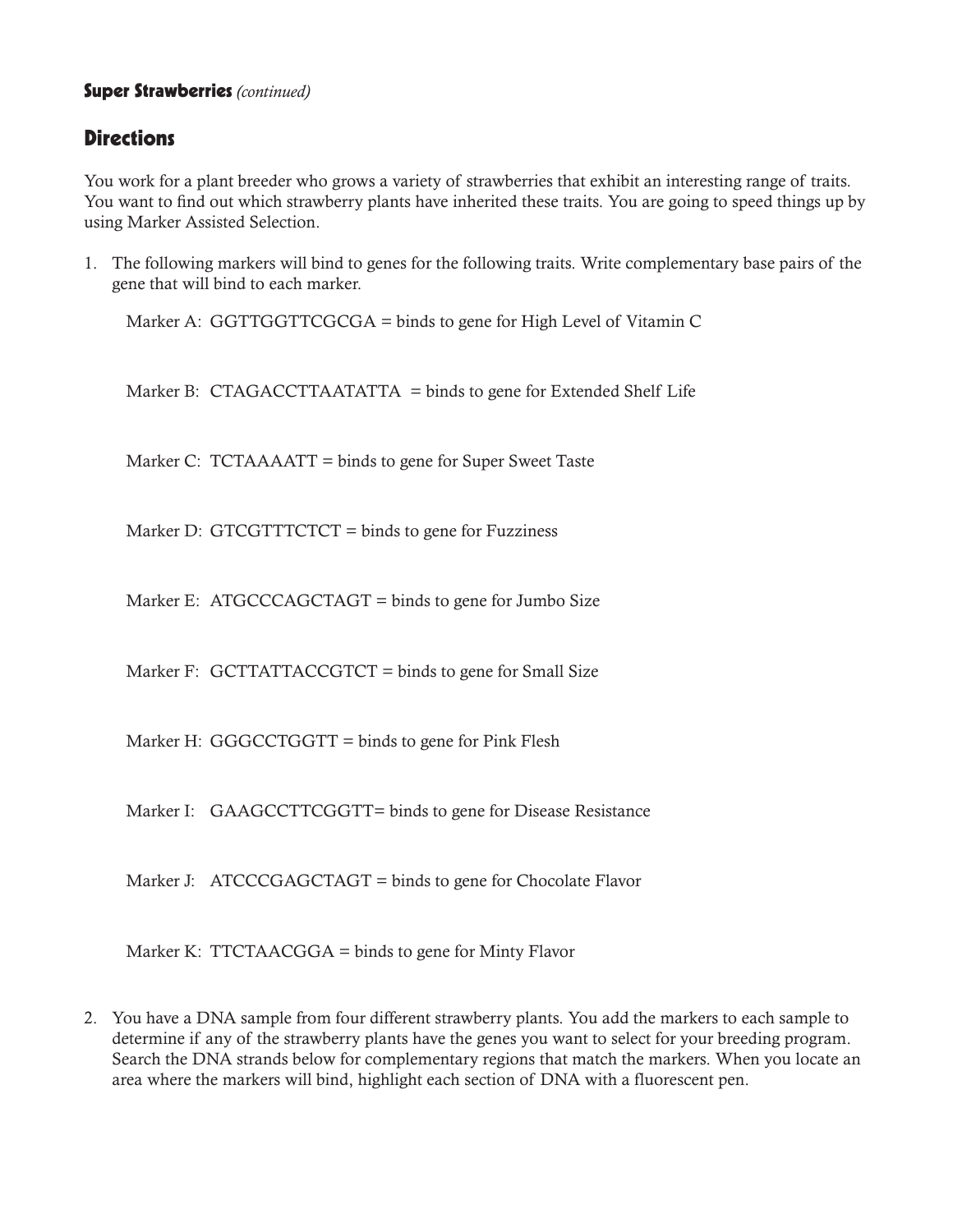**Super Strawberries** *(continued)*

## Directions

You work for a plant breeder who grows a variety of strawberries that exhibit an interesting range of traits. You want to find out which strawberry plants have inherited these traits. You are going to speed things up by using Marker Assisted Selection.

1. The following markers will bind to genes for the following traits. Write complementary base pairs of the gene that will bind to each marker.

   Marker A: GGTTGGTTCGCGA = binds to gene for High Level of Vitamin C

   Marker B: CTAGACCTTAATATTA = binds to gene for Extended Shelf Life

   Marker C: TCTAAAATT = binds to gene for Super Sweet Taste

   Marker D: GTCGTTTCTCT = binds to gene for Fuzziness

   Marker E: ATGCCCAGCTAGT = binds to gene for Jumbo Size

   Marker F: GCTTATTACCGTCT = binds to gene for Small Size

   Marker H: GGGCCTGGTT = binds to gene for Pink Flesh

   Marker I: GAAGCCTTCGGTT= binds to gene for Disease Resistance

   Marker J: ATCCCGAGCTAGT = binds to gene for Chocolate Flavor

   Marker K: TTCTAACGGA = binds to gene for Minty Flavor

2. You have a DNA sample from four different strawberry plants. You add the markers to each sample to determine if any of the strawberry plants have the genes you want to select for your breeding program. Search the DNA strands below for complementary regions that match the markers. When you locate an area where the markers will bind, highlight each section of DNA with a fluorescent pen.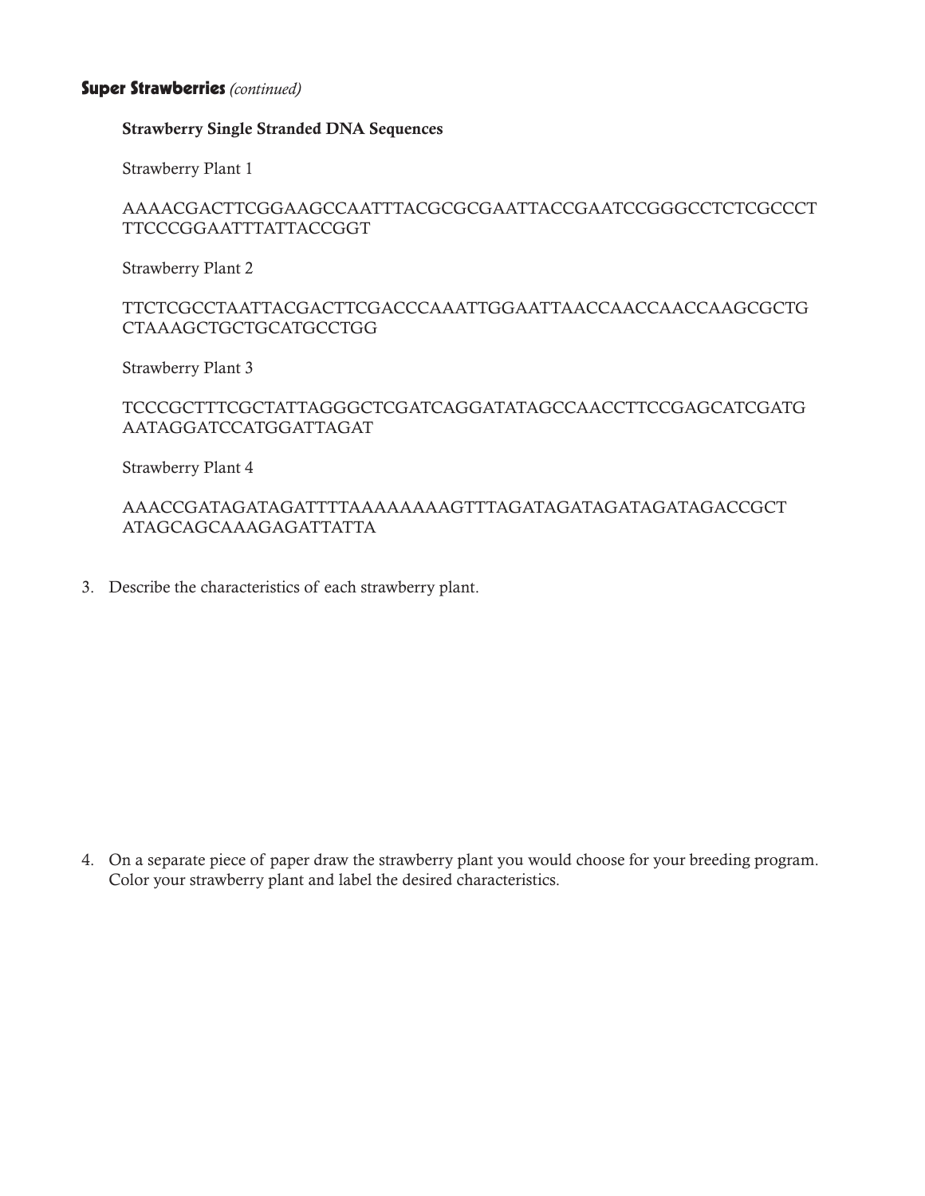**Super Strawberries** *(continued)*

**Strawberry Single Stranded DNA Sequences**

Strawberry Plant 1

AAAACGACTTCGGAAGCCAATTTACGCGCGAATTACCGAATCCGGGCCTCTCGCCCT
TTCCCGGAATTTATTACCGGT

Strawberry Plant 2

TTCTCGCCTAATTACGACTTCGACCCAAATTGGAATTAACCAACCAACCAAGCGCTG
CTAAAGCTGCTGCATGCCTGG

Strawberry Plant 3

TCCCGCTTTCGCTATTAGGGCTCGATCAGGATATAGCCAACCTTCCGAGCATCGATG
AATAGGATCCATGGATTAGAT

Strawberry Plant 4

AAACCGATAGATAGATTTTAAAAAAAAGTTTAGATAGATAGATAGATAGACCGCT
ATAGCAGCAAAGAGATTATTA

3. Describe the characteristics of each strawberry plant.

4. On a separate piece of paper draw the strawberry plant you would choose for your breeding program. Color your strawberry plant and label the desired characteristics.